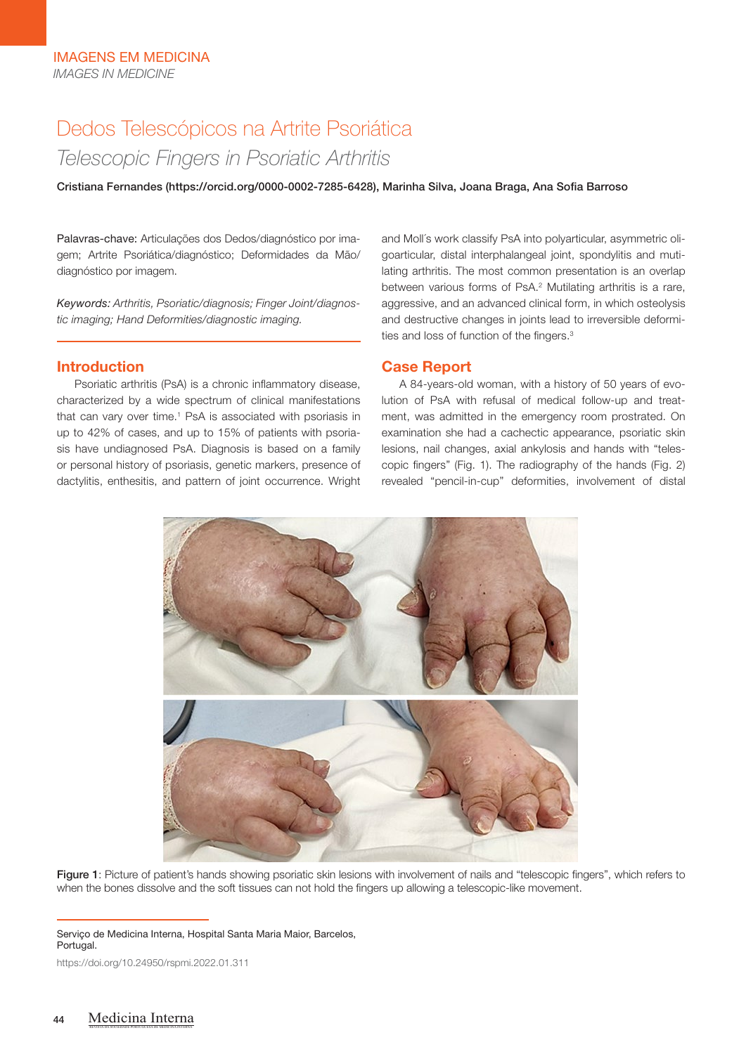IMAGENS EM MEDICINA

*IMAGES IN MEDICINE*

# Dedos Telescópicos na Artrite Psoriática

## *Telescopic Fingers in Psoriatic Arthritis*

**Cristiana Fernandes (https://orcid.org/0000-0002-7285-6428), Marinha Silva, Joana Braga, Ana Sofia Barroso**

Palavras-chave: Articulações dos Dedos/diagnóstico por imagem; Artrite Psoriática/diagnóstico; Deformidades da Mão/diagnóstico por imagem.

*Keywords: Arthritis, Psoriatic/diagnosis; Finger Joint/diagnostic imaging; Hand Deformities/diagnostic imaging.*

## Introduction

Psoriatic arthritis (PsA) is a chronic inflammatory disease, characterized by a wide spectrum of clinical manifestations that can vary over time.[1] PsA is associated with psoriasis in up to 42% of cases, and up to 15% of patients with psoriasis have undiagnosed PsA. Diagnosis is based on a family or personal history of psoriasis, genetic markers, presence of dactylitis, enthesitis, and pattern of joint occurrence. Wright and Moll´s work classify PsA into polyarticular, asymmetric oligoarticular, distal interphalangeal joint, spondylitis and mutilating arthritis. The most common presentation is an overlap between various forms of PsA.[2] Mutilating arthritis is a rare, aggressive, and an advanced clinical form, in which osteolysis and destructive changes in joints lead to irreversible deformities and loss of function of the fingers.[3]

## Case Report

A 84-years-old woman, with a history of 50 years of evolution of PsA with refusal of medical follow-up and treatment, was admitted in the emergency room prostrated. On examination she had a cachectic appearance, psoriatic skin lesions, nail changes, axial ankylosis and hands with "telescopic fingers" (Fig. 1). The radiography of the hands (Fig. 2) revealed "pencil-in-cup" deformities, involvement of distal

**Figure 1**: Picture of patient's hands showing psoriatic skin lesions with involvement of nails and "telescopic fingers", which refers to when the bones dissolve and the soft tissues can not hold the fingers up allowing a telescopic-like movement.

Serviço de Medicina Interna, Hospital Santa Maria Maior, Barcelos, Portugal.

https://doi.org/10.24950/rspmi.2022.01.311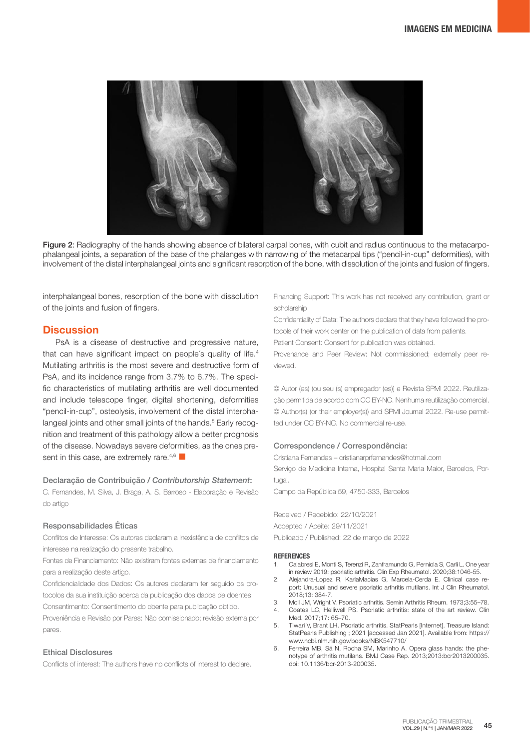**Figure 2**: Radiography of the hands showing absence of bilateral carpal bones, with cubit and radius continuous to the metacarpophalangeal joints, a separation of the base of the phalanges with narrowing of the metacarpal tips ("pencil-in-cup" deformities), with involvement of the distal interphalangeal joints and significant resorption of the bone, with dissolution of the joints and fusion of fingers.

interphalangeal bones, resorption of the bone with dissolution of the joints and fusion of fingers.

## Discussion

PsA is a disease of destructive and progressive nature, that can have significant impact on people´s quality of life.[4] Mutilating arthritis is the most severe and destructive form of PsA, and its incidence range from 3.7% to 6.7%. The specific characteristics of mutilating arthritis are well documented and include telescope finger, digital shortening, deformities "pencil-in-cup", osteolysis, involvement of the distal interphalangeal joints and other small joints of the hands.[5] Early recognition and treatment of this pathology allow a better prognosis of the disease. Nowadays severe deformities, as the ones present in this case, are extremely rare.[4,6]

### Declaração de Contribuição / *Contributorship Statement*:

C. Fernandes, M. Silva, J. Braga, A. S. Barroso - Elaboração e Revisão do artigo

### Responsabilidades Éticas

Conflitos de Interesse: Os autores declaram a inexistência de conflitos de interesse na realização do presente trabalho.

Fontes de Financiamento: Não existiram fontes externas de financiamento para a realização deste artigo.

Confidencialidade dos Dados: Os autores declaram ter seguido os protocolos da sua instituição acerca da publicação dos dados de doentes

Consentimento: Consentimento do doente para publicação obtido.

Proveniência e Revisão por Pares: Não comissionado; revisão externa por pares.

### Ethical Disclosures

Conflicts of interest: The authors have no conflicts of interest to declare.

Financing Support: This work has not received any contribution, grant or scholarship

Confidentiality of Data: The authors declare that they have followed the protocols of their work center on the publication of data from patients.

Patient Consent: Consent for publication was obtained.

Provenance and Peer Review: Not commissioned; externally peer reviewed.

© Autor (es) (ou seu (s) empregador (es)) e Revista SPMI 2022. Reutilização permitida de acordo com CC BY-NC. Nenhuma reutilização comercial.
© Author(s) (or their employer(s)) and SPMI Journal 2022. Re-use permitted under CC BY-NC. No commercial re-use.

### Correspondence / Correspondência:

Cristiana Fernandes – cristianarprfernandes@hotmail.com
Serviço de Medicina Interna, Hospital Santa Maria Maior, Barcelos, Portugal.
Campo da República 59, 4750-333, Barcelos

Received / Recebido: 22/10/2021
Accepted / Aceite: 29/11/2021
Publicado / Published: 22 de março de 2022

### REFERENCES

1. Calabresi E, Monti S, Terenzi R, Zanframundo G, Perniola S, Carli L. One year in review 2019: psoriatic arthritis. Clin Exp Rheumatol. 2020;38:1046-55.
2. Alejandra-Lopez R, KarlaMacias G, Marcela-Cerda E. Clinical case report: Unusual and severe psoriatic arthritis mutilans. Int J Clin Rheumatol. 2018;13: 384-7.
3. Moll JM, Wright V. Psoriatic arthritis. Semin Arthritis Rheum. 1973;3:55–78.
4. Coates LC, Helliwell PS. Psoriatic arthritis: state of the art review. Clin Med. 2017;17: 65–70.
5. Tiwari V, Brant LH. Psoriatic arthritis. StatPearls [Internet]. Treasure Island: StatPearls Publishing ; 2021 [accessed Jan 2021]. Available from: https://www.ncbi.nlm.nih.gov/books/NBK547710/
6. Ferreira MB, Sá N, Rocha SM, Marinho A. Opera glass hands: the phenotype of arthritis mutilans. BMJ Case Rep. 2013;2013:bcr2013200035. doi: 10.1136/bcr-2013-200035.